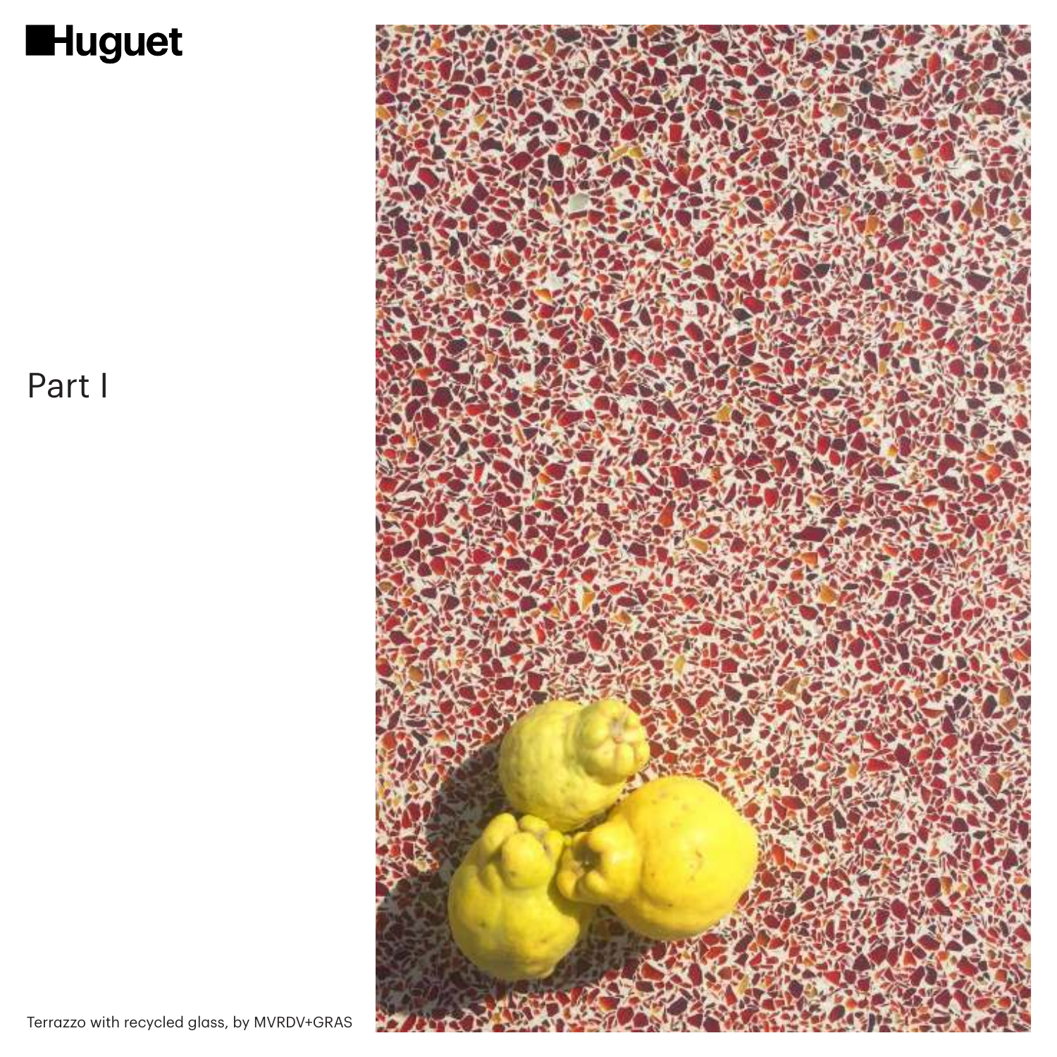# Huguet

## Part I

Terrazzo with recycled glass, by MVRDV+GRAS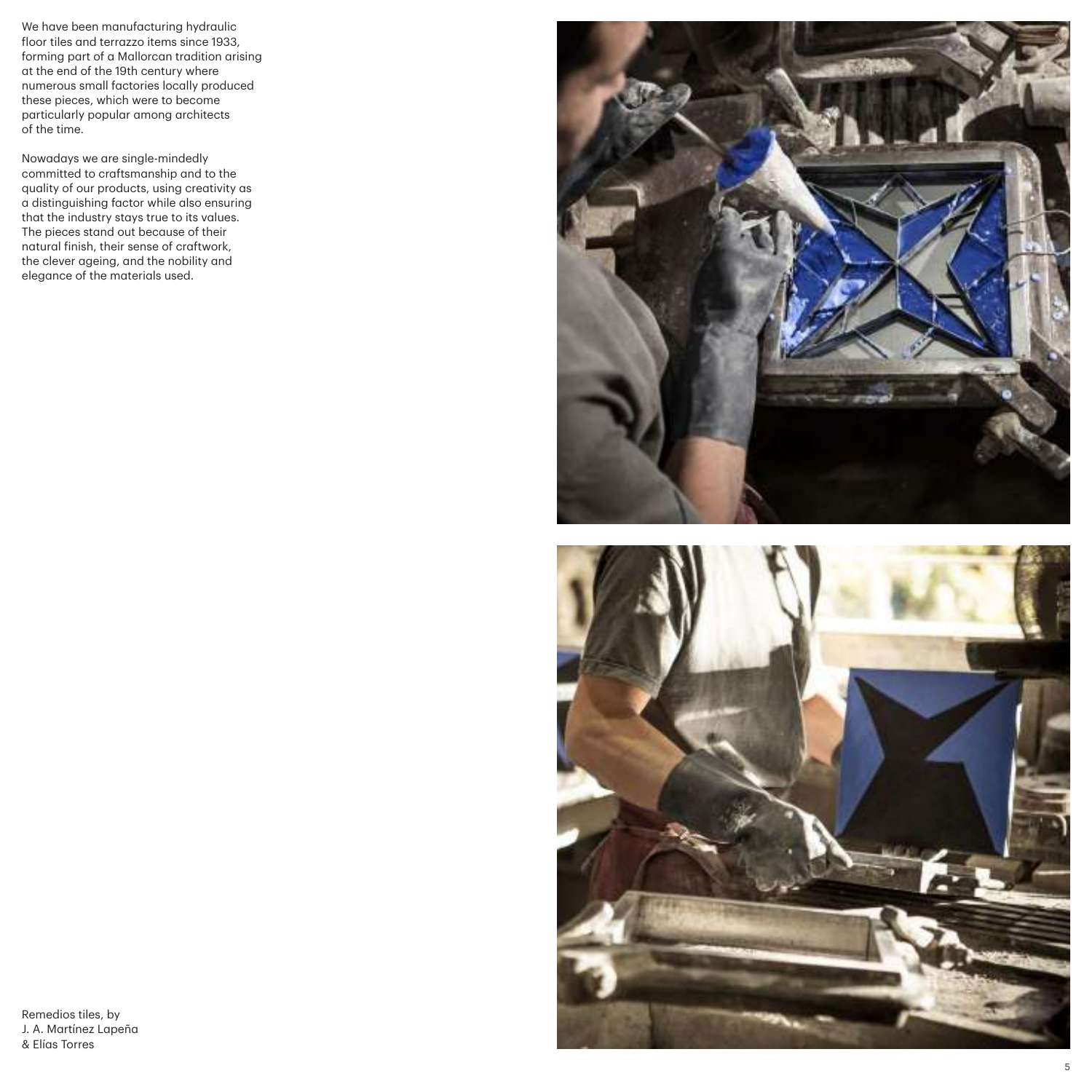We have been manufacturing hydraulic floor tiles and terrazzo items since 1933, forming part of a Mallorcan tradition arising at the end of the 19th century where numerous small factories locally produced these pieces, which were to become particularly popular among architects of the time.

Nowadays we are single-mindedly committed to craftsmanship and to the quality of our products, using creativity as a distinguishing factor while also ensuring that the industry stays true to its values. The pieces stand out because of their natural finish, their sense of craftwork, the clever ageing, and the nobility and elegance of the materials used.

Remedios tiles, by J. A. Martínez Lapeña & Elías Torres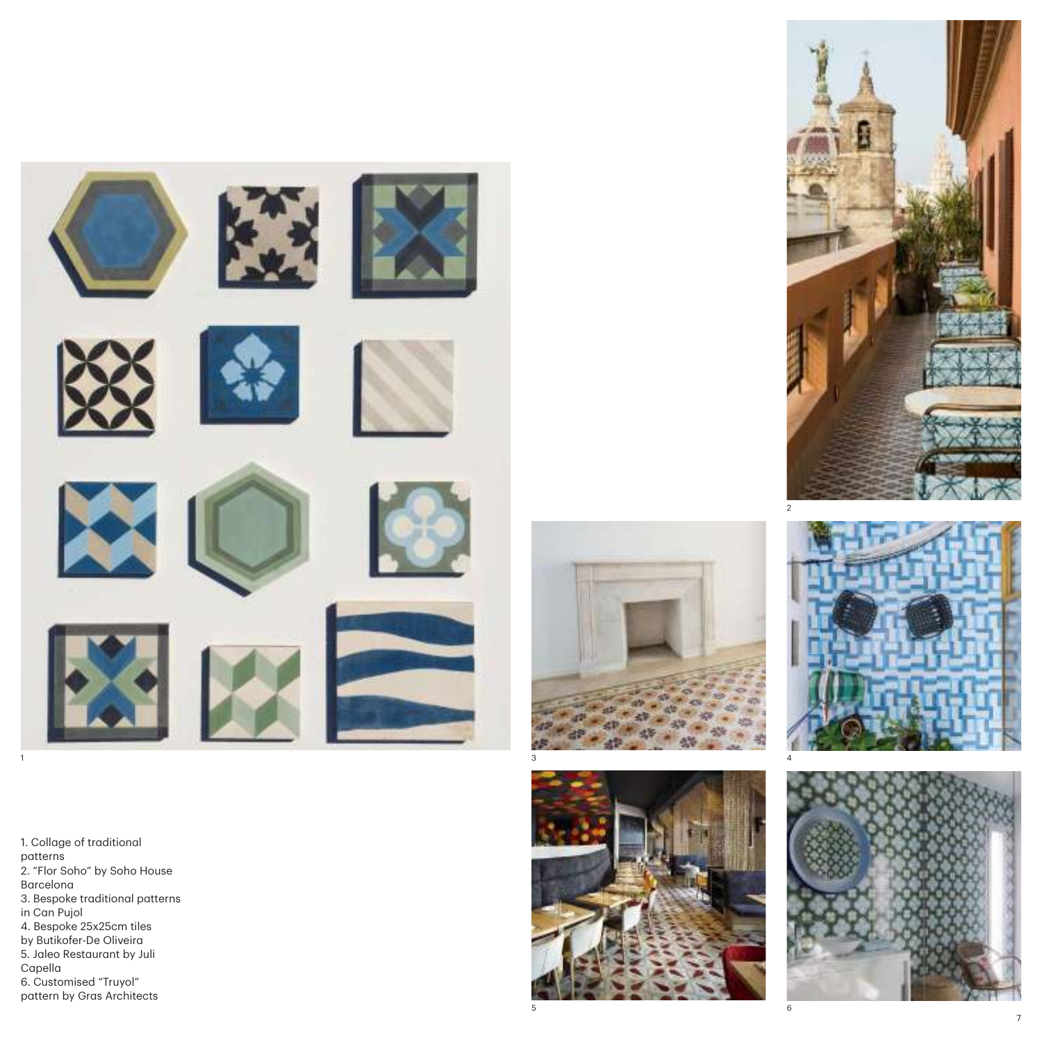1. Collage of traditional patterns
2. "Flor Soho" by Soho House Barcelona
3. Bespoke traditional patterns in Can Pujol
4. Bespoke 25x25cm tiles by Butikofer-De Oliveira
5. Jaleo Restaurant by Juli Capella
6. Customised "Truyol" pattern by Gras Architects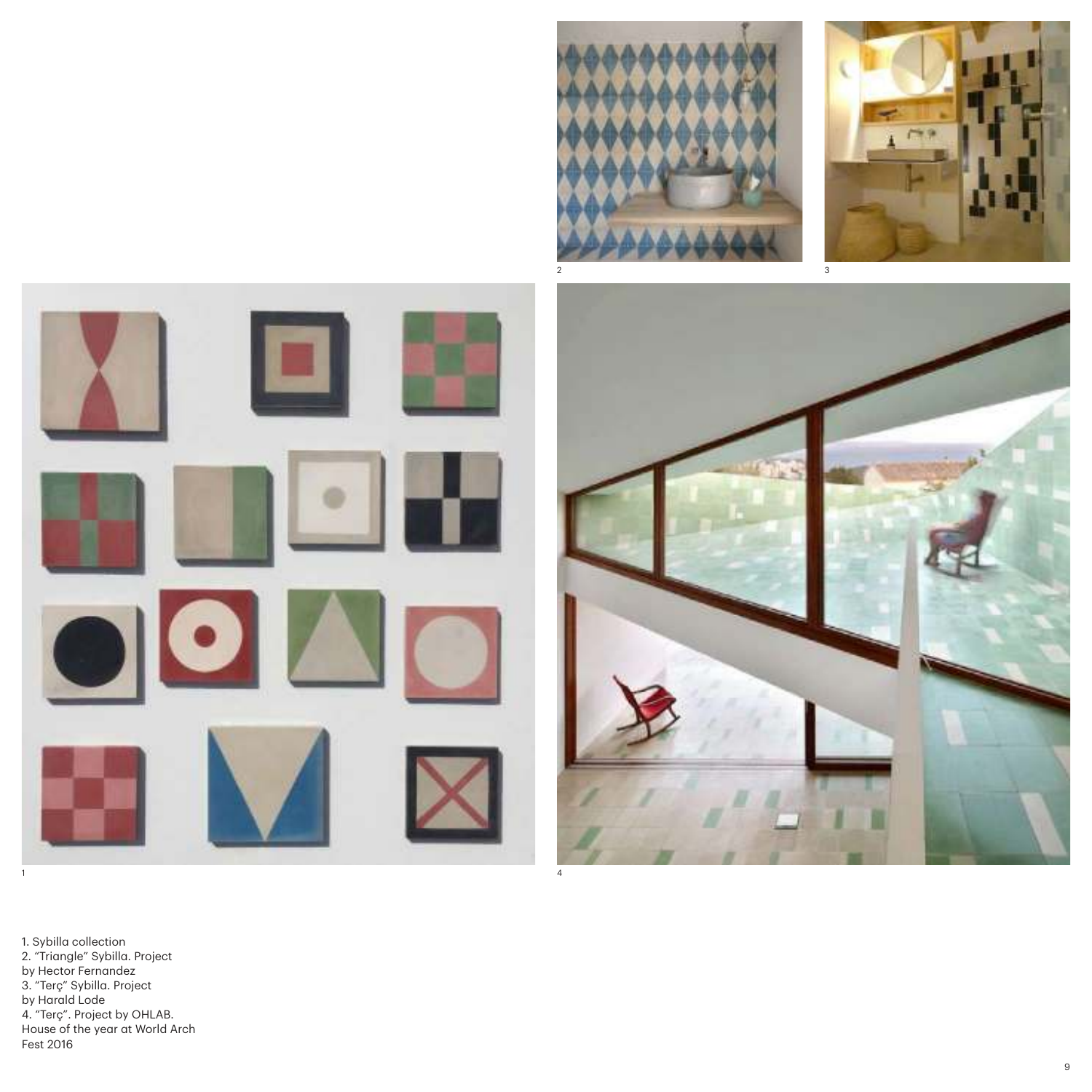1. Sybilla collection
2. “Triangle” Sybilla. Project by Hector Fernandez
3. “Terç” Sybilla. Project by Harald Lode
4. “Terç”. Project by OHLAB. House of the year at World Arch Fest 2016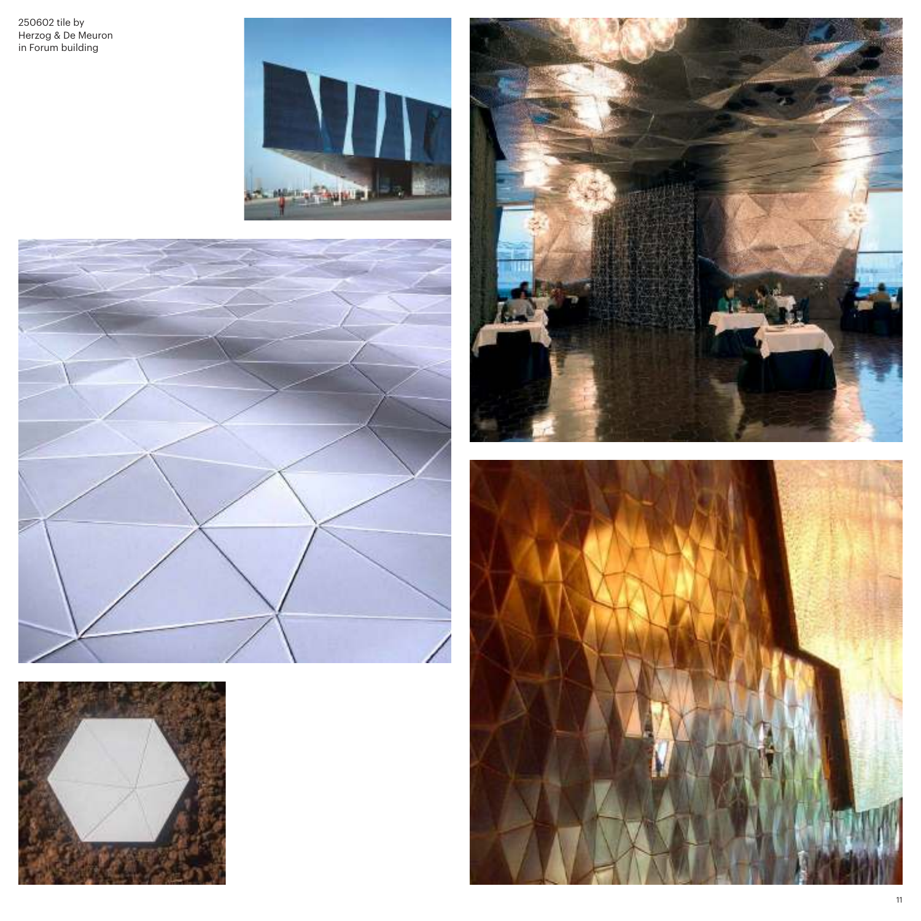250602 tile by
Herzog & De Meuron
in Forum building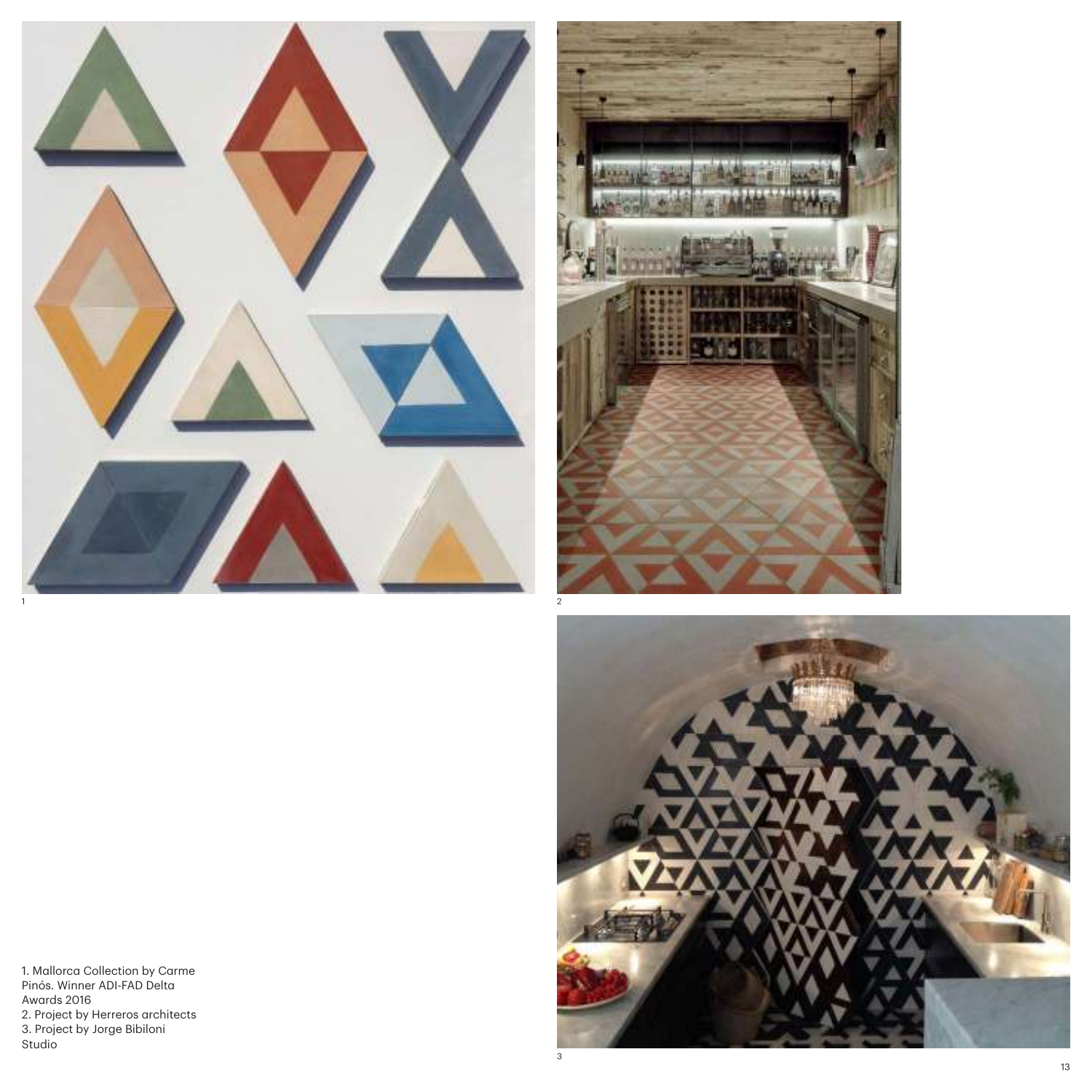1. Mallorca Collection by Carme Pinós. Winner ADI-FAD Delta Awards 2016
2. Project by Herreros architects
3. Project by Jorge Bibiloni Studio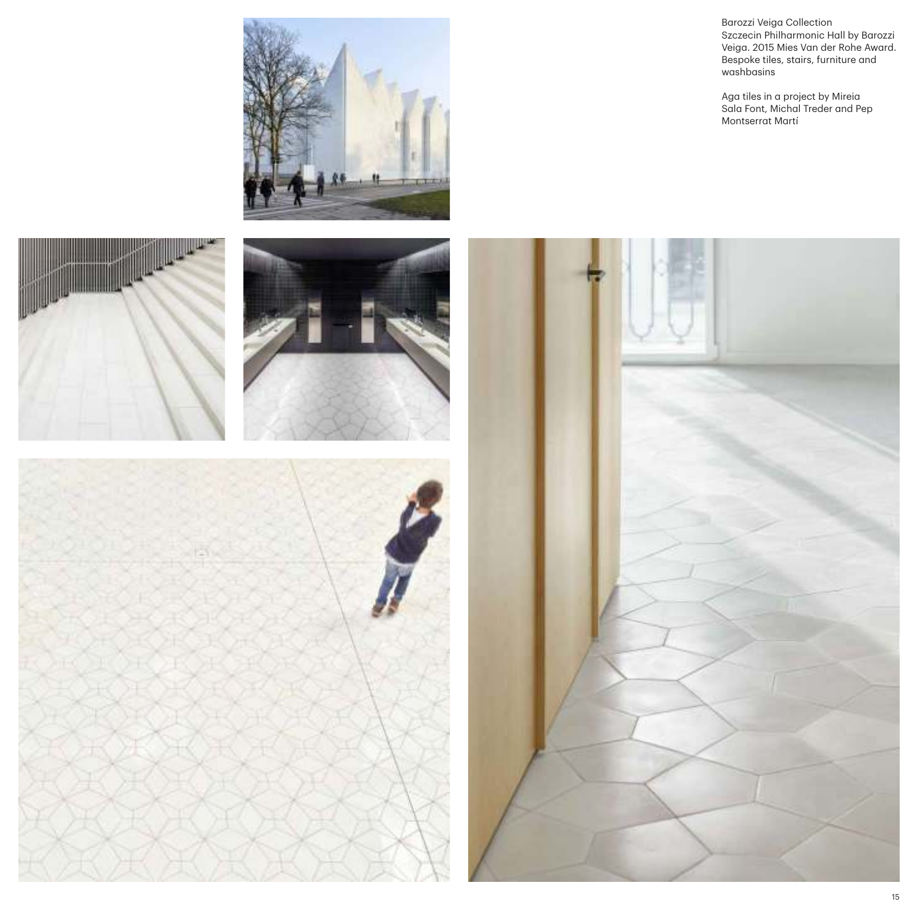Barozzi Veiga Collection
Szczecin Philharmonic Hall by Barozzi Veiga. 2015 Mies Van der Rohe Award. Bespoke tiles, stairs, furniture and washbasins

Aga tiles in a project by Mireia Sala Font, Michal Treder and Pep Montserrat Martí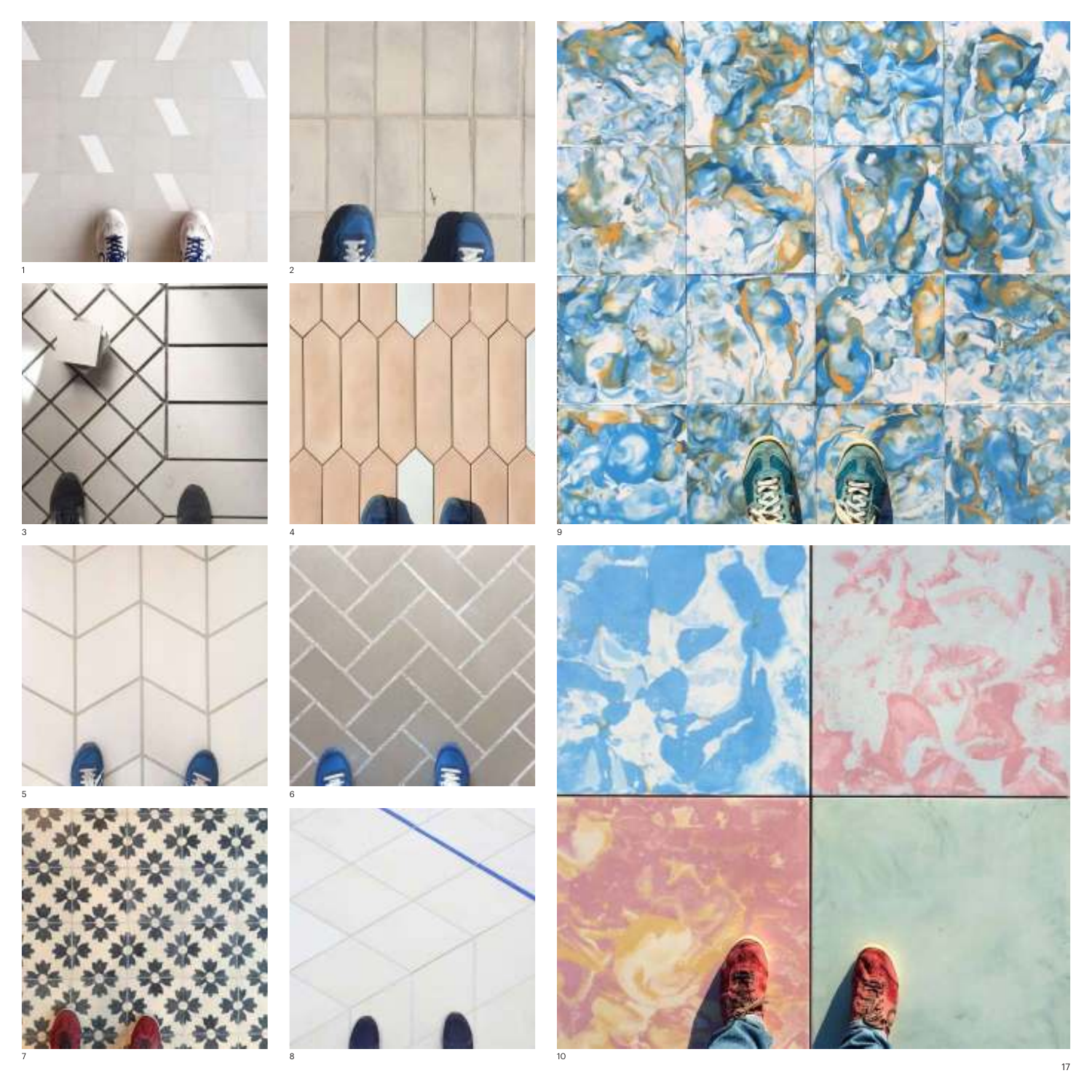1

2

3

4

5

6

7

8

9

10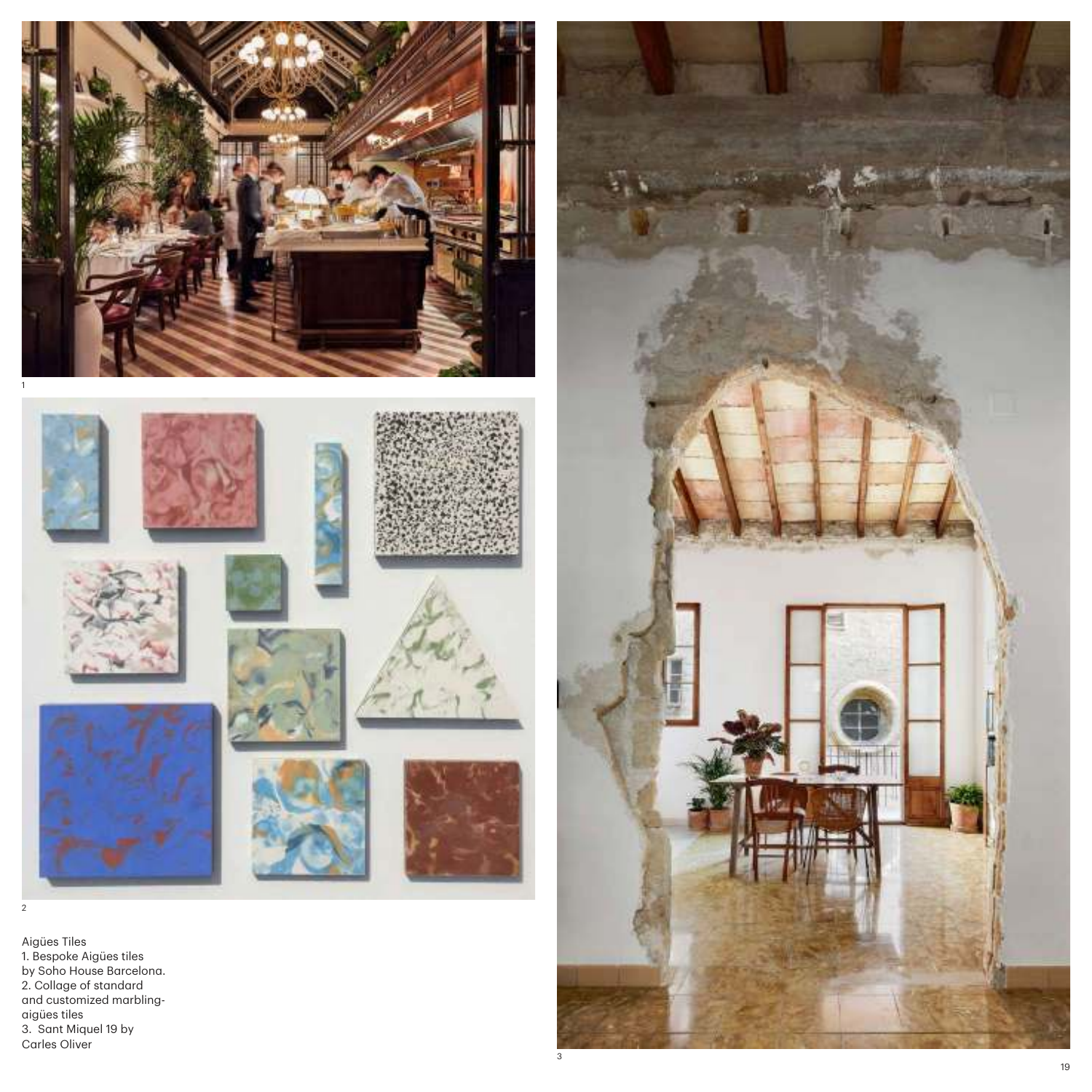Aigües Tiles
1. Bespoke Aigües tiles by Soho House Barcelona.
2. Collage of standard and customized marbling-aigües tiles
3. Sant Miquel 19 by Carles Oliver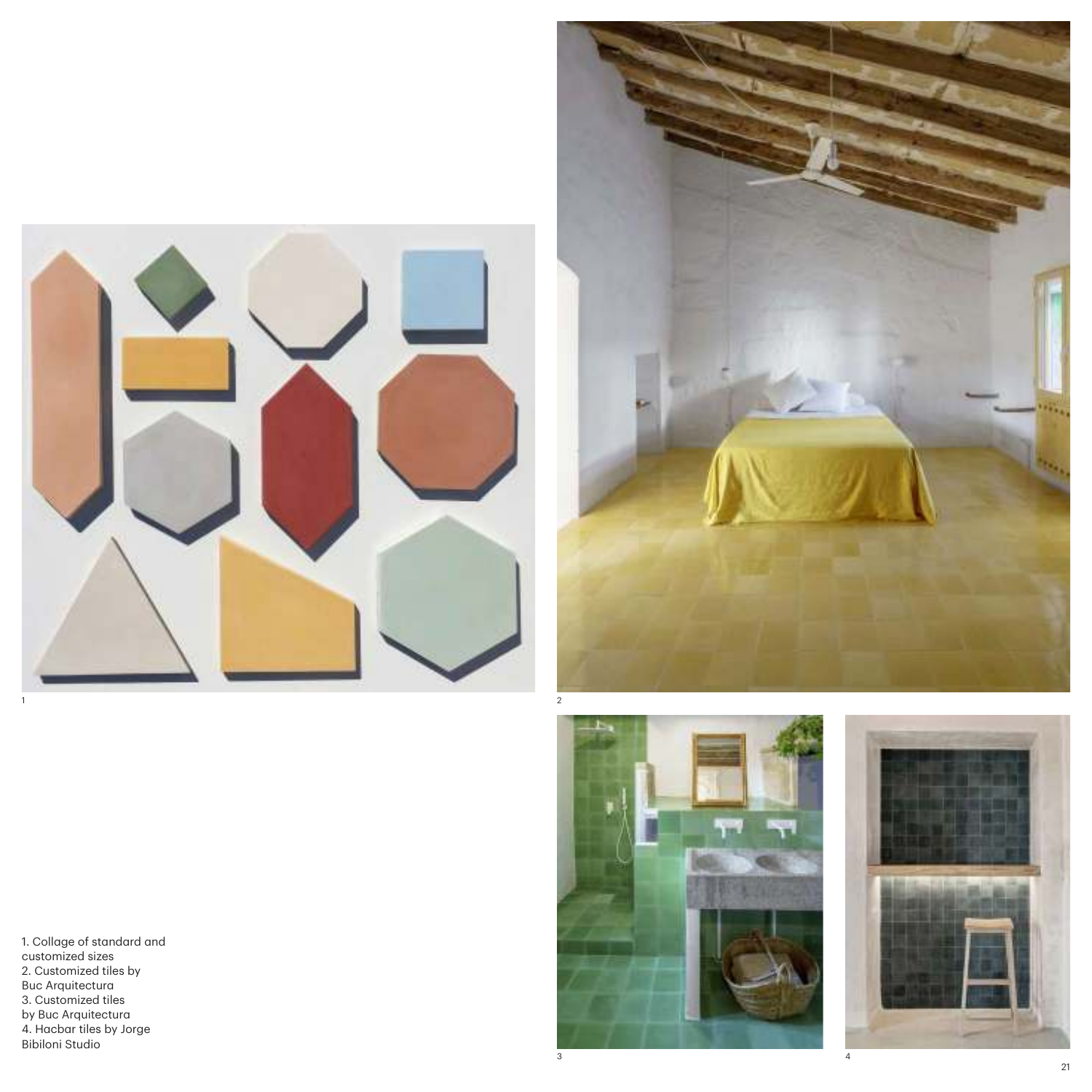1. Collage of standard and customized sizes
2. Customized tiles by Buc Arquitectura
3. Customized tiles by Buc Arquitectura
4. Hacbar tiles by Jorge Bibiloni Studio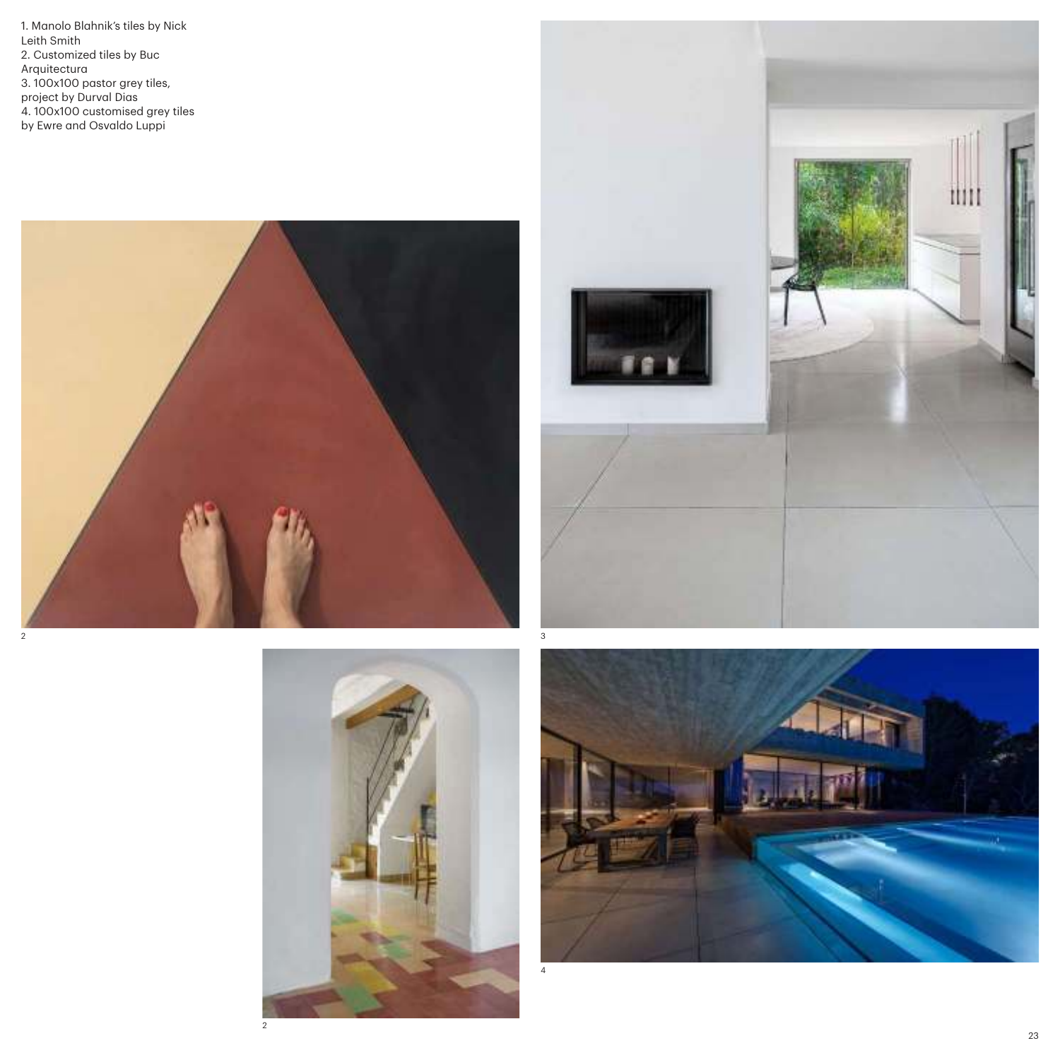1. Manolo Blahnik's tiles by Nick Leith Smith
2. Customized tiles by Buc Arquitectura
3. 100x100 pastor grey tiles, project by Durval Dias
4. 100x100 customised grey tiles by Ewre and Osvaldo Luppi

2

3

2

4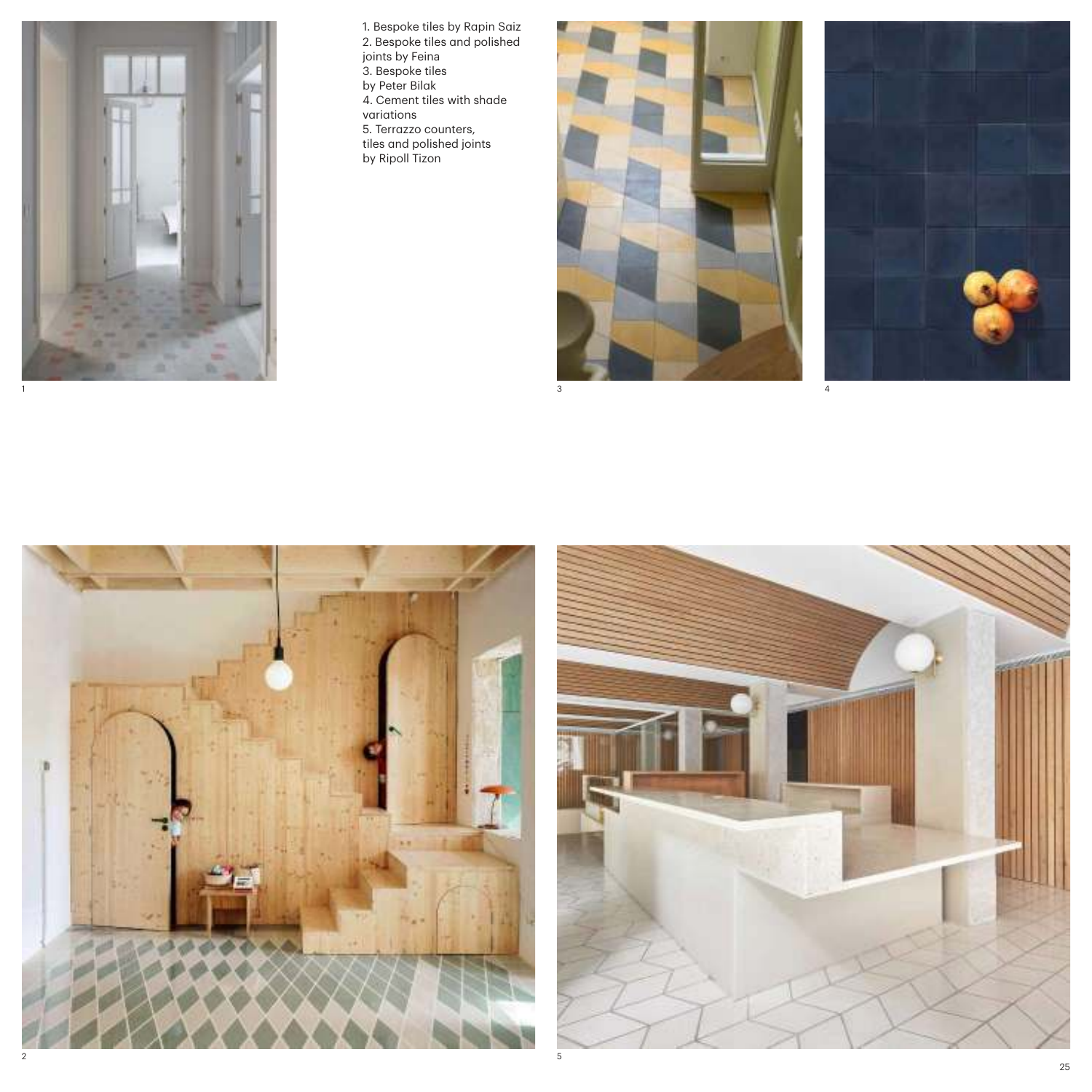1. Bespoke tiles by Rapin Saiz
2. Bespoke tiles and polished joints by Feina
3. Bespoke tiles by Peter Bilak
4. Cement tiles with shade variations
5. Terrazzo counters, tiles and polished joints by Ripoll Tizon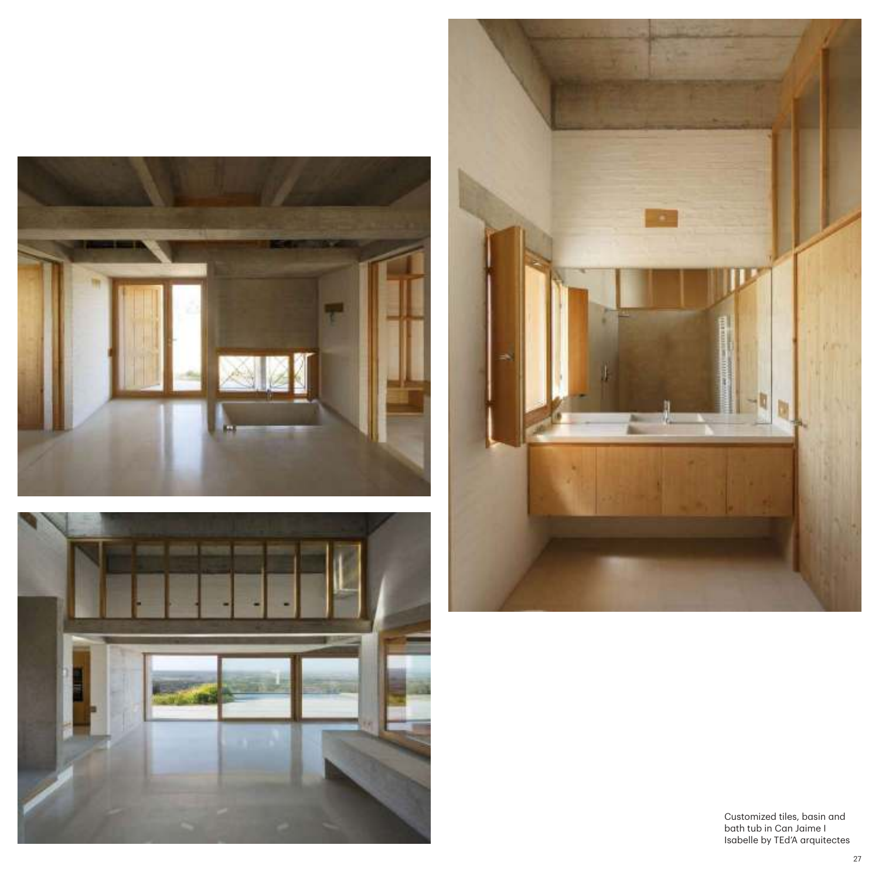Customized tiles, basin and bath tub in Can Jaime I Isabelle by TEd'A arquitectes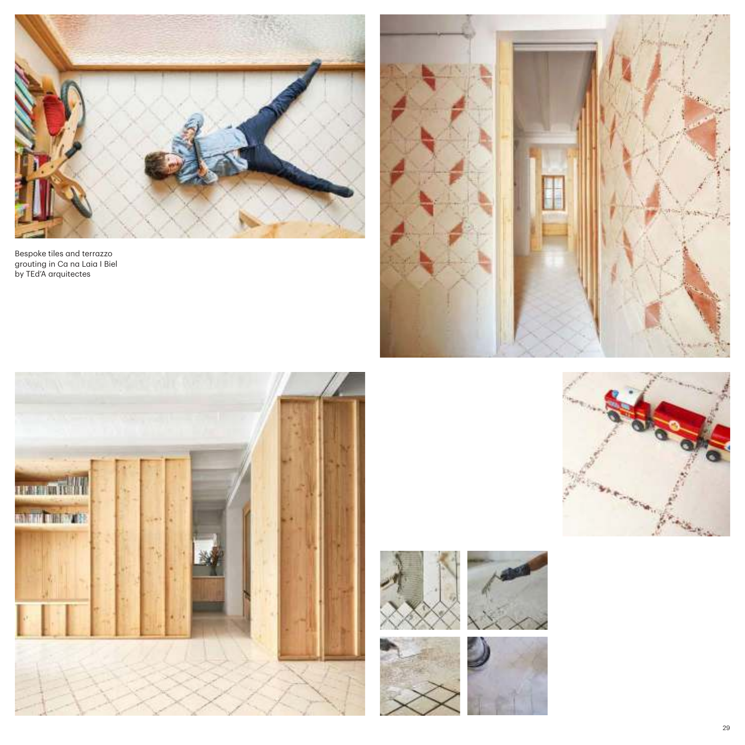Bespoke tiles and terrazzo grouting in Ca na Laia I Biel by TEd'A arquitectes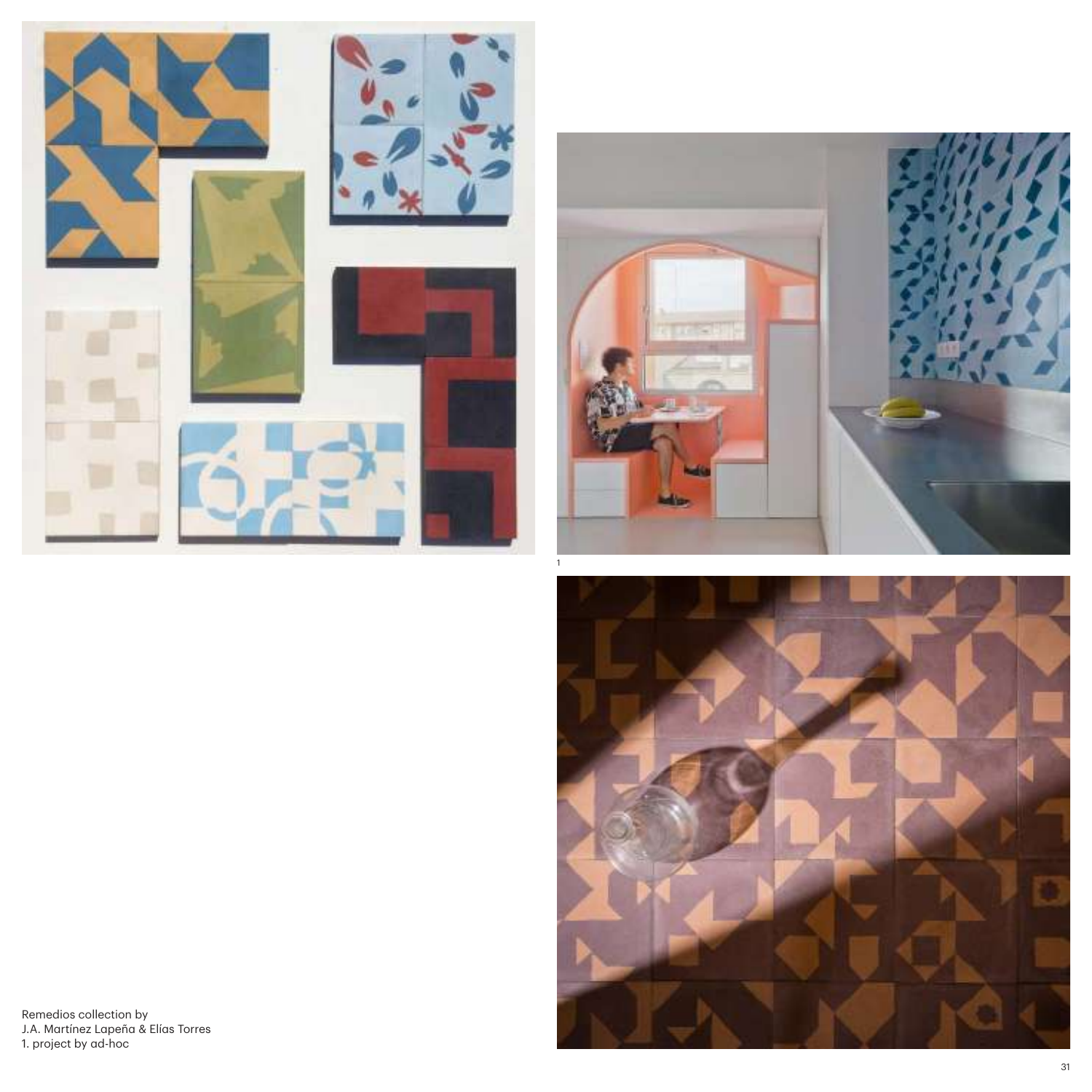Remedios collection by
J.A. Martínez Lapeña & Elías Torres
1. project by ad-hoc